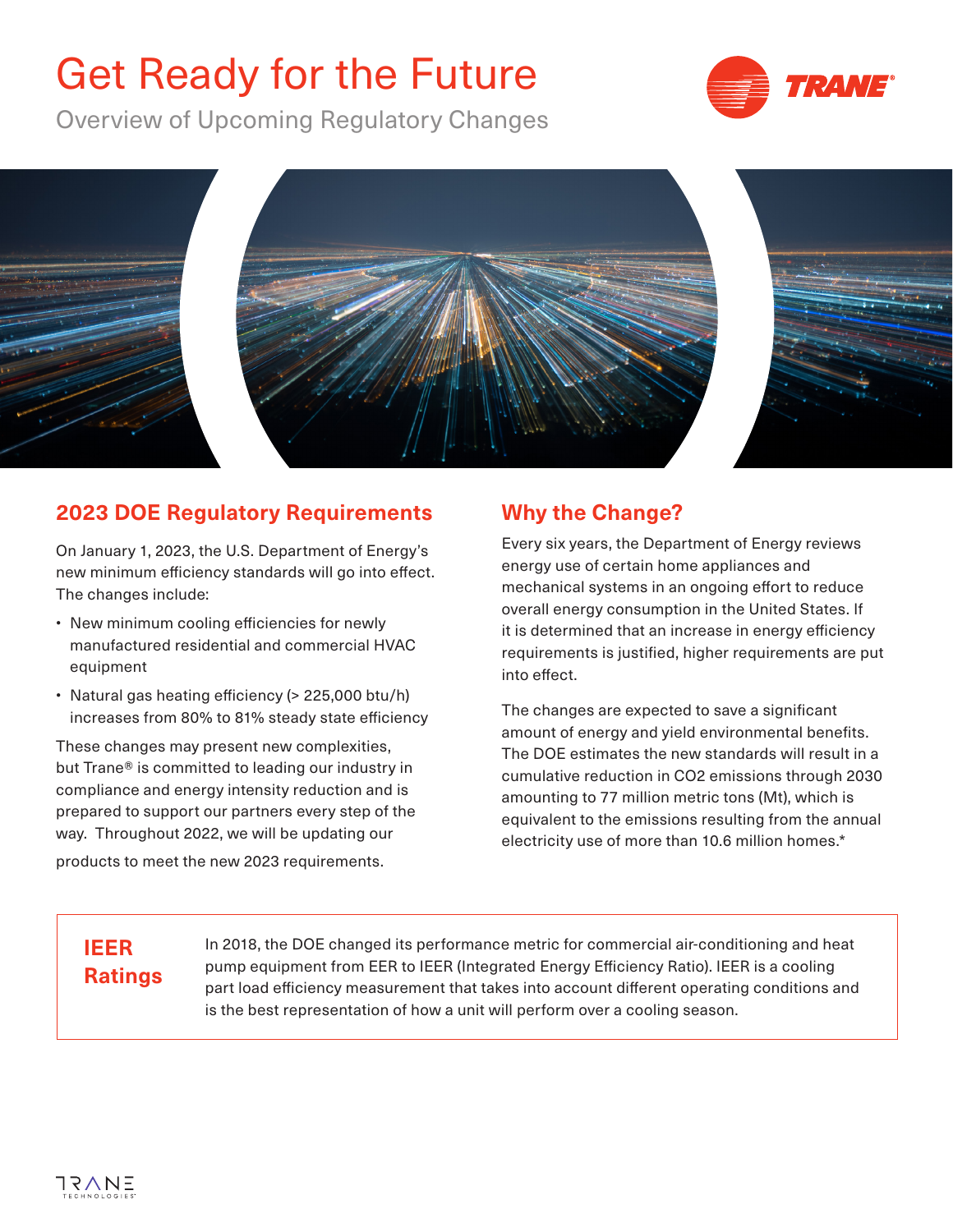# Get Ready for the Future

Overview of Upcoming Regulatory Changes

## 2023 DOE Regulatory Requirements

On January 1, 2023, the U.S. Department of Energy's new minimum efficiency standards will go into effect. The changes include:

- New minimum cooling efficiencies for newly manufactured residential and commercial HVAC equipment
- Natural gas heating efficiency (> 225,000 btu/h) increases from 80% to 81% steady state efficiency

These changes may present new complexities, but Trane® is committed to leading our industry in compliance and energy intensity reduction and is prepared to support our partners every step of the way. Throughout 2022, we will be updating our products to meet the new 2023 requirements.

## Why the Change?

Every six years, the Department of Energy reviews energy use of certain home appliances and mechanical systems in an ongoing effort to reduce overall energy consumption in the United States. If it is determined that an increase in energy efficiency requirements is justified, higher requirements are put into effect.

The changes are expected to save a significant amount of energy and yield environmental benefits. The DOE estimates the new standards will result in a cumulative reduction in $CO_2$ emissions through 2030 amounting to 77 million metric tons (Mt), which is equivalent to the emissions resulting from the annual electricity use of more than 10.6 million homes.*

### IEER Ratings

In 2018, the DOE changed its performance metric for commercial air-conditioning and heat pump equipment from EER to IEER (Integrated Energy Efficiency Ratio). IEER is a cooling part load efficiency measurement that takes into account different operating conditions and is the best representation of how a unit will perform over a cooling season.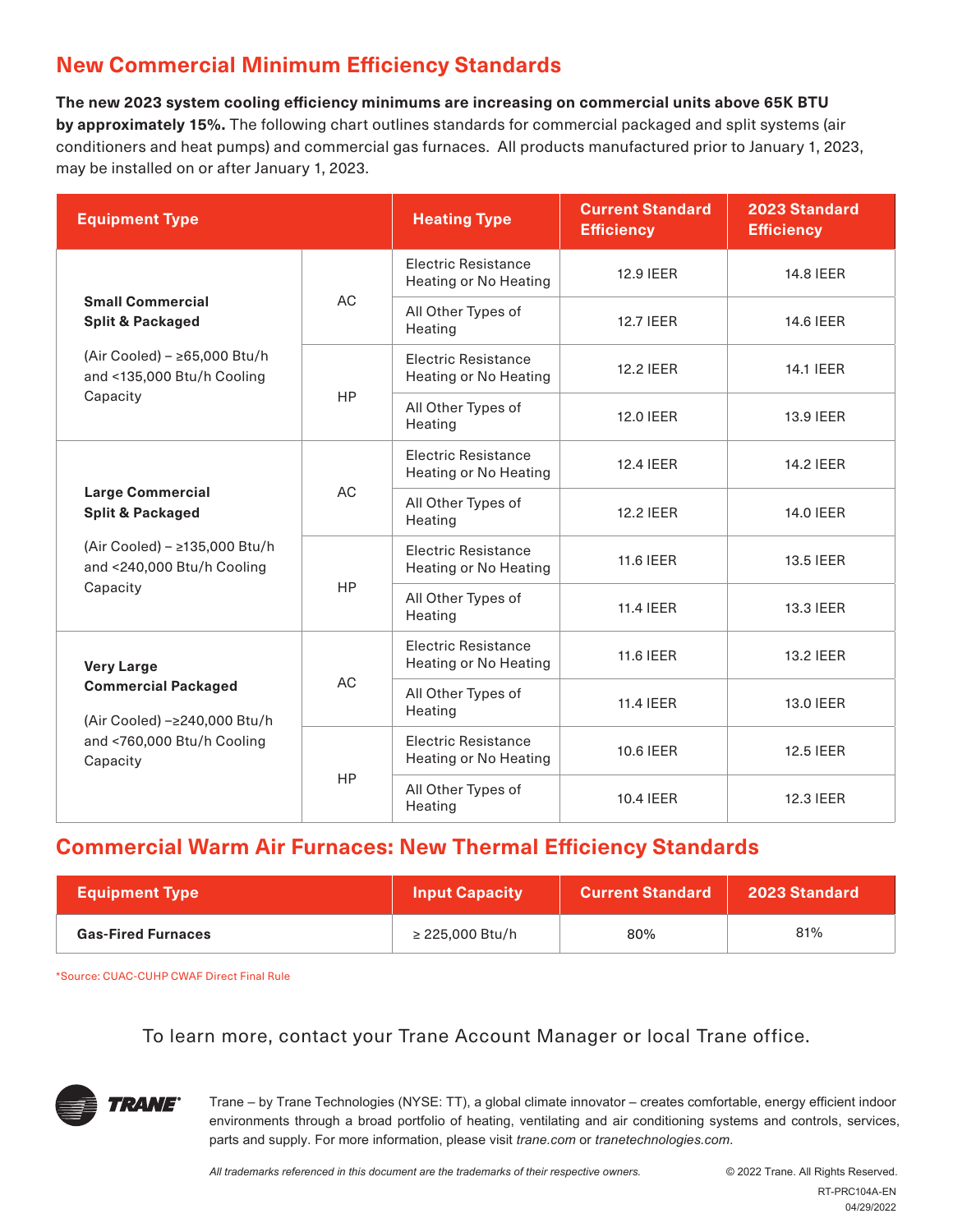## New Commercial Minimum Efficiency Standards

**The new 2023 system cooling efficiency minimums are increasing on commercial units above 65K BTU by approximately 15%.** The following chart outlines standards for commercial packaged and split systems (air conditioners and heat pumps) and commercial gas furnaces. All products manufactured prior to January 1, 2023, may be installed on or after January 1, 2023.

| Equipment Type | | Heating Type | Current Standard Efficiency | 2023 Standard Efficiency |
|---|---|---|---|---|
| **Small Commercial Split & Packaged** (Air Cooled) – ≥65,000 Btu/h and <135,000 Btu/h Cooling Capacity | AC | Electric Resistance Heating or No Heating | 12.9 IEER | 14.8 IEER |
| | | All Other Types of Heating | 12.7 IEER | 14.6 IEER |
| | HP | Electric Resistance Heating or No Heating | 12.2 IEER | 14.1 IEER |
| | | All Other Types of Heating | 12.0 IEER | 13.9 IEER |
| **Large Commercial Split & Packaged** (Air Cooled) – ≥135,000 Btu/h and <240,000 Btu/h Cooling Capacity | AC | Electric Resistance Heating or No Heating | 12.4 IEER | 14.2 IEER |
| | | All Other Types of Heating | 12.2 IEER | 14.0 IEER |
| | HP | Electric Resistance Heating or No Heating | 11.6 IEER | 13.5 IEER |
| | | All Other Types of Heating | 11.4 IEER | 13.3 IEER |
| **Very Large Commercial Packaged** (Air Cooled) –≥240,000 Btu/h and <760,000 Btu/h Cooling Capacity | AC | Electric Resistance Heating or No Heating | 11.6 IEER | 13.2 IEER |
| | | All Other Types of Heating | 11.4 IEER | 13.0 IEER |
| | HP | Electric Resistance Heating or No Heating | 10.6 IEER | 12.5 IEER |
| | | All Other Types of Heating | 10.4 IEER | 12.3 IEER |

## Commercial Warm Air Furnaces: New Thermal Efficiency Standards

| Equipment Type | Input Capacity | Current Standard | 2023 Standard |
|---|---|---|---|
| **Gas-Fired Furnaces** | ≥ 225,000 Btu/h | 80% | 81% |

*Source: CUAC-CUHP CWAF Direct Final Rule

To learn more, contact your Trane Account Manager or local Trane office.

TRANE

Trane – by Trane Technologies (NYSE: TT), a global climate innovator – creates comfortable, energy efficient indoor environments through a broad portfolio of heating, ventilating and air conditioning systems and controls, services, parts and supply. For more information, please visit *trane.com* or *tranetechnologies.com*.

*All trademarks referenced in this document are the trademarks of their respective owners.*

© 2022 Trane. All Rights Reserved.

RT-PRC104A-EN

04/29/2022